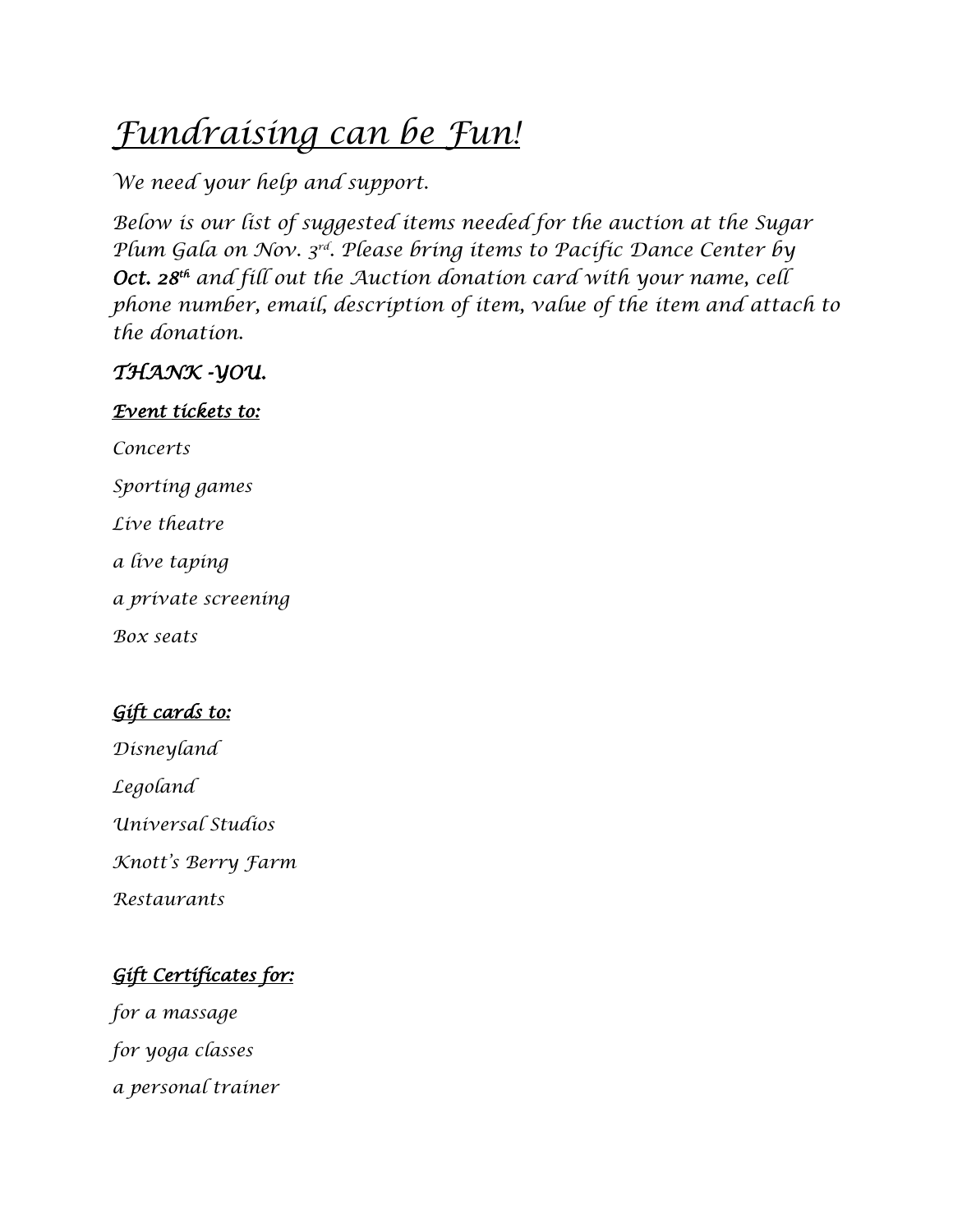# *Fundraising can be Fun!*

*We need your help and support.*

*Below is our list of suggested items needed for the auction at the Sugar Plum Gala on Nov. 3rd. Please bring items to Pacific Dance Center by* ***Oct. 28th*** *and fill out the Auction donation card with your name, cell phone number, email, description of item, value of the item and attach to the donation.*

***THANK -YOU.***

***Event tickets to:***

*Concerts*

*Sporting games*

*Live theatre*

*a live taping*

*a private screening*

*Box seats*

***Gift cards to:***

*Disneyland*

*Legoland*

*Universal Studios*

*Knott's Berry Farm*

*Restaurants*

***Gift Certificates for:***

*for a massage*

*for yoga classes*

*a personal trainer*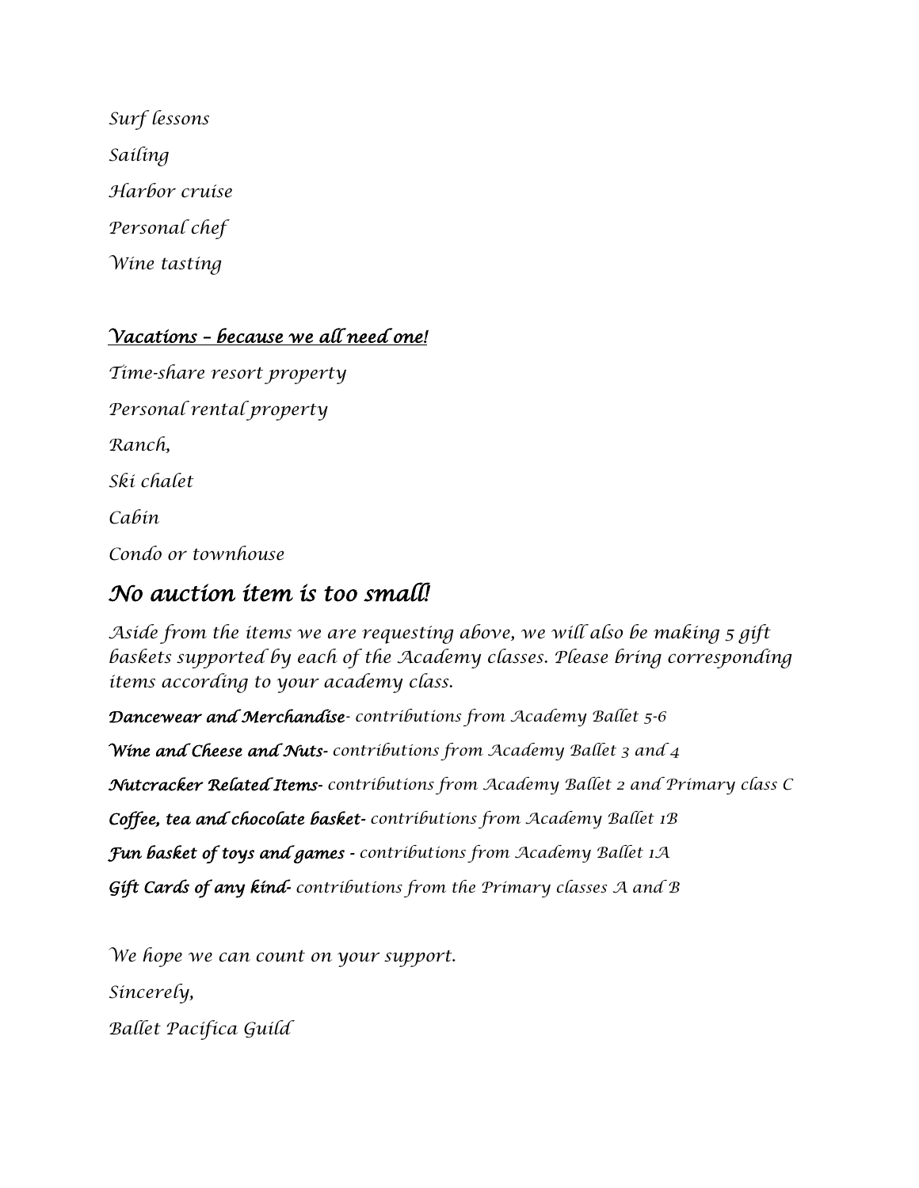*Surf lessons*

*Sailing*

*Harbor cruise*

*Personal chef*

*Wine tasting*

***<u>Vacations – because we all need one!</u>***

*Time-share resort property*

*Personal rental property*

*Ranch,*

*Ski chalet*

*Cabin*

*Condo or townhouse*

## *No auction item is too small!*

*Aside from the items we are requesting above, we will also be making 5 gift baskets supported by each of the Academy classes. Please bring corresponding items according to your academy class.*

***Dancewear and Merchandise****- contributions from Academy Ballet 5-6*

***Wine and Cheese and Nuts-*** *contributions from Academy Ballet 3 and 4*

***Nutcracker Related Items-*** *contributions from Academy Ballet 2 and Primary class C*

***Coffee, tea and chocolate basket-*** *contributions from Academy Ballet 1B*

***Fun basket of toys and games -*** *contributions from Academy Ballet 1A*

***Gift Cards of any kind-*** *contributions from the Primary classes A and B*

*We hope we can count on your support.*

*Sincerely,*

*Ballet Pacifica Guild*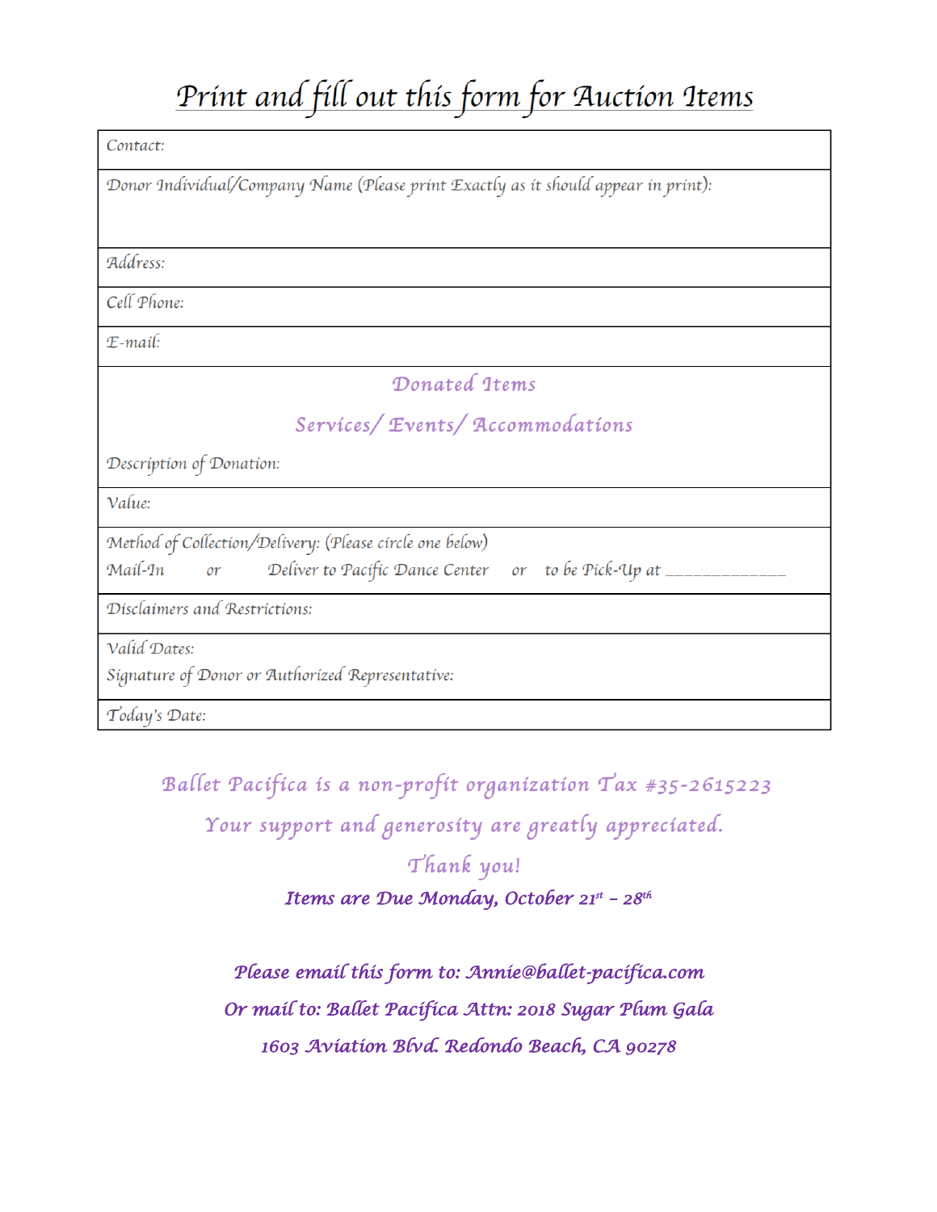# Print and fill out this form for Auction Items

| |
|---|
| Contact: |
| Donor Individual/Company Name (Please print Exactly as it should appear in print): |
| Address: |
| Cell Phone: |
| E-mail: |
| **Donated Items** <br> **Services/ Events/ Accommodations** <br> Description of Donation: |
| Value: |
| Method of Collection/Delivery: (Please circle one below) <br> Mail-In or Deliver to Pacific Dance Center or to be Pick-Up at ____________ |
| Disclaimers and Restrictions: |
| Valid Dates: <br> Signature of Donor or Authorized Representative: |
| Today's Date: |

Ballet Pacifica is a non-profit organization Tax #35-2615223

Your support and generosity are greatly appreciated.

Thank you!

**Items are Due Monday, October 21st – 28th**

**Please email this form to: Annie@ballet-pacifica.com**

**Or mail to: Ballet Pacifica Attn: 2018 Sugar Plum Gala**

**1603 Aviation Blvd. Redondo Beach, CA 90278**